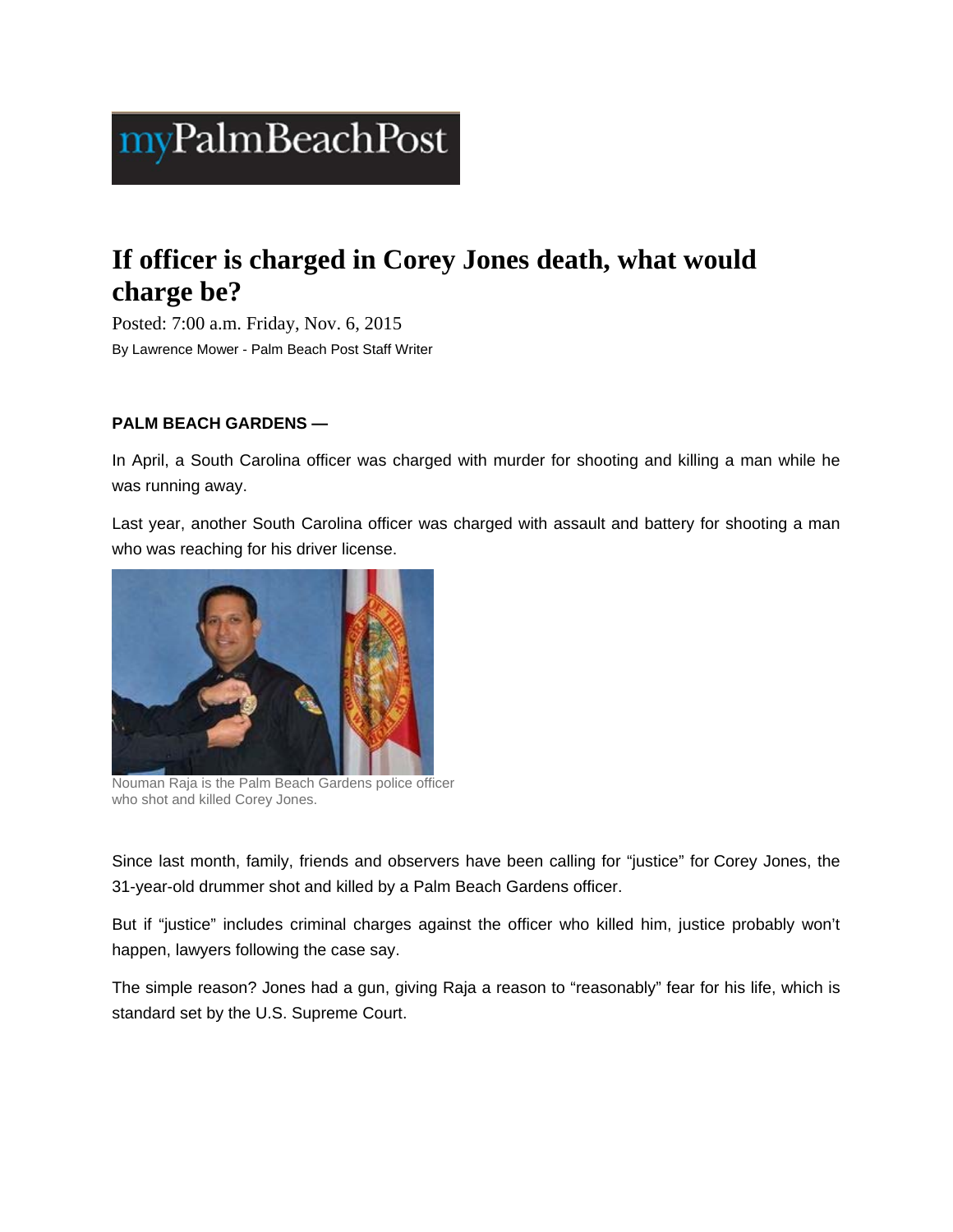myPalmBeachPost

# If officer is charged in Corey Jones death, what would charge be?

Posted: 7:00 a.m. Friday, Nov. 6, 2015

By Lawrence Mower - Palm Beach Post Staff Writer

**PALM BEACH GARDENS —**

In April, a South Carolina officer was charged with murder for shooting and killing a man while he was running away.

Last year, another South Carolina officer was charged with assault and battery for shooting a man who was reaching for his driver license.

Nouman Raja is the Palm Beach Gardens police officer who shot and killed Corey Jones.

Since last month, family, friends and observers have been calling for "justice" for Corey Jones, the 31-year-old drummer shot and killed by a Palm Beach Gardens officer.

But if "justice" includes criminal charges against the officer who killed him, justice probably won't happen, lawyers following the case say.

The simple reason? Jones had a gun, giving Raja a reason to "reasonably" fear for his life, which is standard set by the U.S. Supreme Court.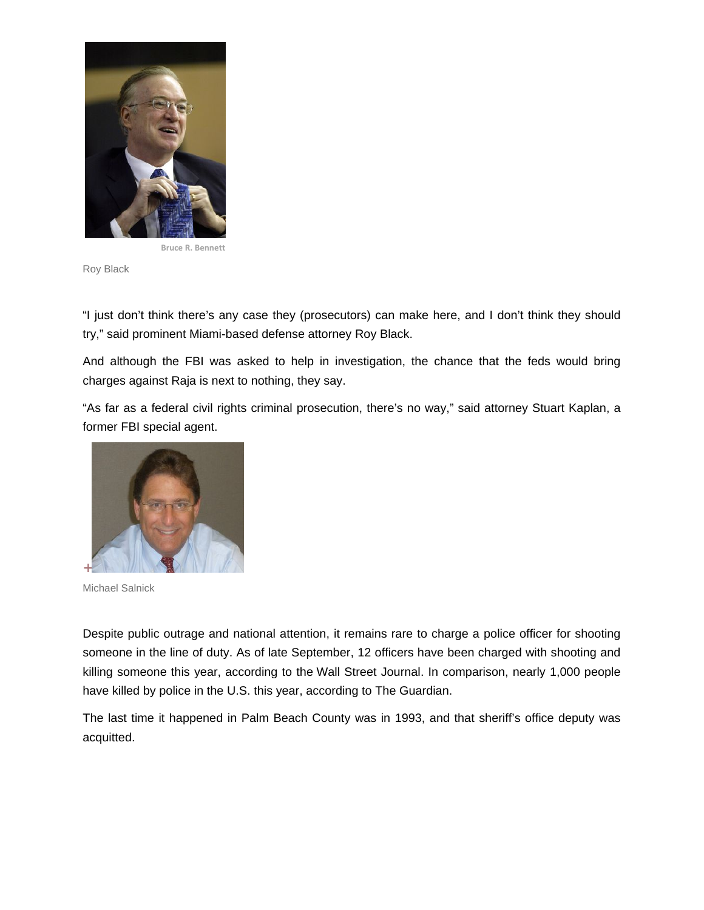Bruce R. Bennett

Roy Black

“I just don’t think there’s any case they (prosecutors) can make here, and I don’t think they should try,” said prominent Miami-based defense attorney Roy Black.

And although the FBI was asked to help in investigation, the chance that the feds would bring charges against Raja is next to nothing, they say.

“As far as a federal civil rights criminal prosecution, there’s no way,” said attorney Stuart Kaplan, a former FBI special agent.

Michael Salnick

Despite public outrage and national attention, it remains rare to charge a police officer for shooting someone in the line of duty. As of late September, 12 officers have been charged with shooting and killing someone this year, according to the Wall Street Journal. In comparison, nearly 1,000 people have killed by police in the U.S. this year, according to The Guardian.

The last time it happened in Palm Beach County was in 1993, and that sheriff’s office deputy was acquitted.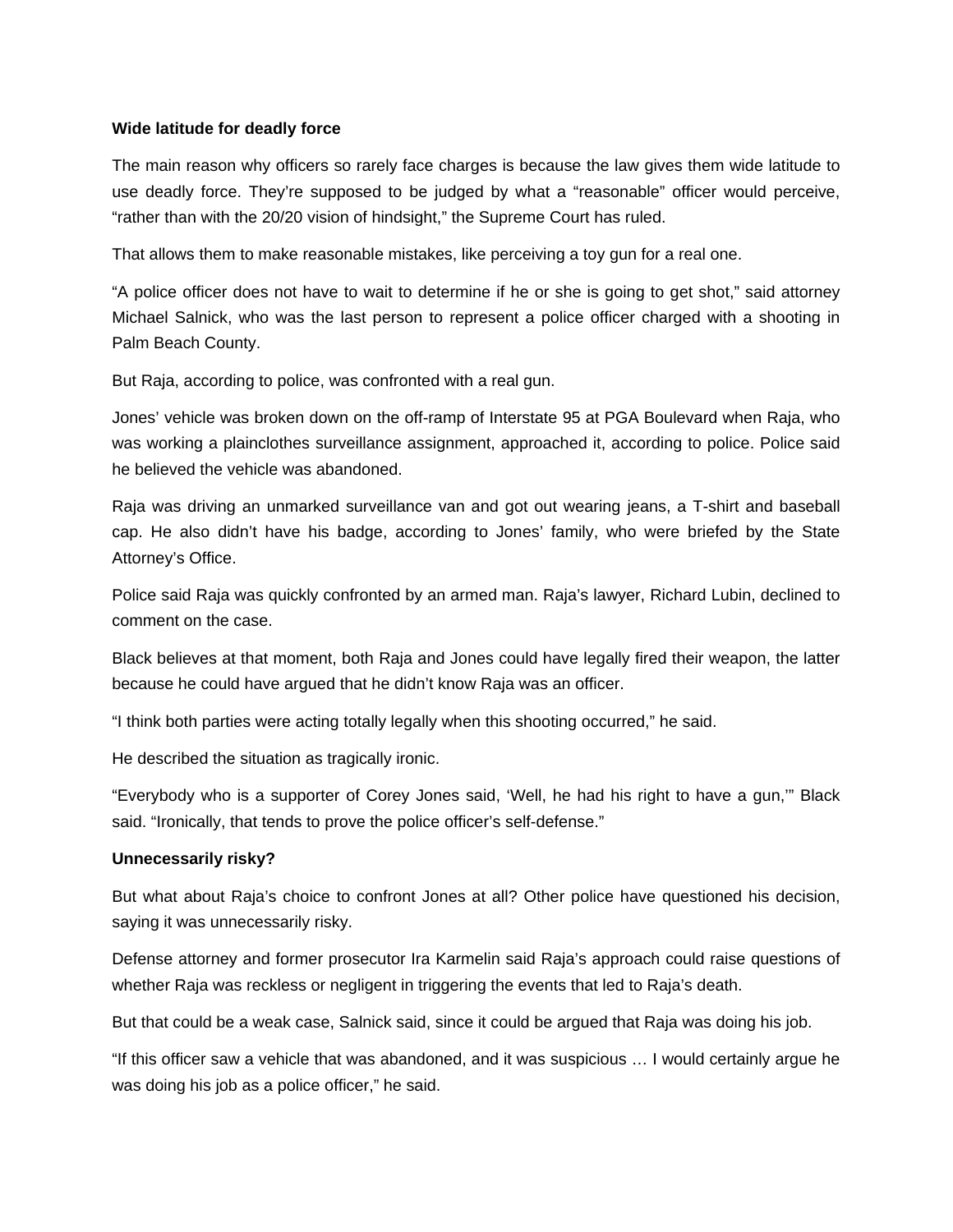**Wide latitude for deadly force**

The main reason why officers so rarely face charges is because the law gives them wide latitude to use deadly force. They're supposed to be judged by what a "reasonable" officer would perceive, "rather than with the 20/20 vision of hindsight," the Supreme Court has ruled.

That allows them to make reasonable mistakes, like perceiving a toy gun for a real one.

"A police officer does not have to wait to determine if he or she is going to get shot," said attorney Michael Salnick, who was the last person to represent a police officer charged with a shooting in Palm Beach County.

But Raja, according to police, was confronted with a real gun.

Jones' vehicle was broken down on the off-ramp of Interstate 95 at PGA Boulevard when Raja, who was working a plainclothes surveillance assignment, approached it, according to police. Police said he believed the vehicle was abandoned.

Raja was driving an unmarked surveillance van and got out wearing jeans, a T-shirt and baseball cap. He also didn't have his badge, according to Jones' family, who were briefed by the State Attorney's Office.

Police said Raja was quickly confronted by an armed man. Raja's lawyer, Richard Lubin, declined to comment on the case.

Black believes at that moment, both Raja and Jones could have legally fired their weapon, the latter because he could have argued that he didn't know Raja was an officer.

"I think both parties were acting totally legally when this shooting occurred," he said.

He described the situation as tragically ironic.

"Everybody who is a supporter of Corey Jones said, 'Well, he had his right to have a gun,'" Black said. "Ironically, that tends to prove the police officer's self-defense."

**Unnecessarily risky?**

But what about Raja's choice to confront Jones at all? Other police have questioned his decision, saying it was unnecessarily risky.

Defense attorney and former prosecutor Ira Karmelin said Raja's approach could raise questions of whether Raja was reckless or negligent in triggering the events that led to Raja's death.

But that could be a weak case, Salnick said, since it could be argued that Raja was doing his job.

"If this officer saw a vehicle that was abandoned, and it was suspicious … I would certainly argue he was doing his job as a police officer," he said.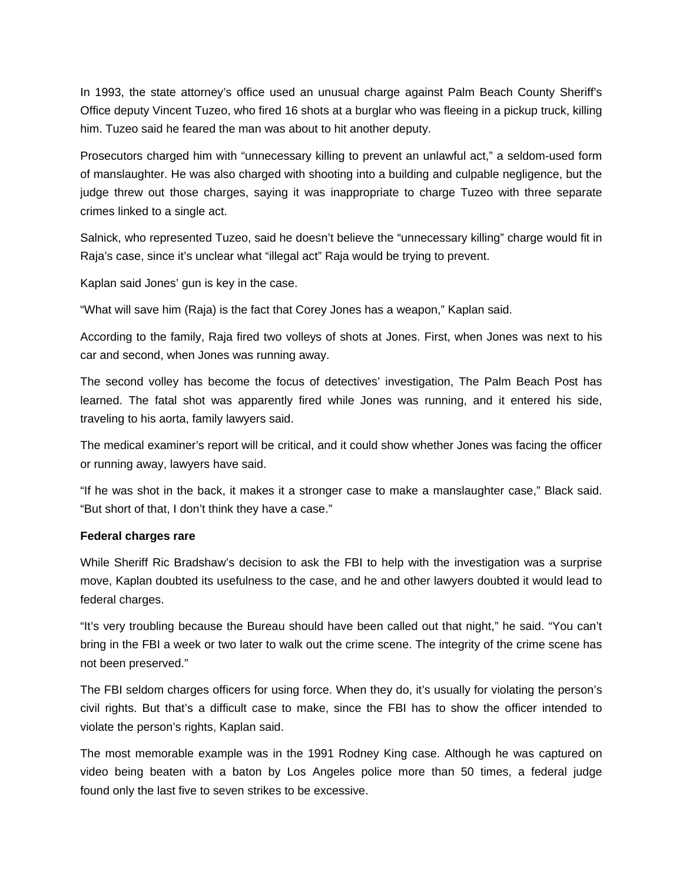In 1993, the state attorney's office used an unusual charge against Palm Beach County Sheriff's Office deputy Vincent Tuzeo, who fired 16 shots at a burglar who was fleeing in a pickup truck, killing him. Tuzeo said he feared the man was about to hit another deputy.

Prosecutors charged him with "unnecessary killing to prevent an unlawful act," a seldom-used form of manslaughter. He was also charged with shooting into a building and culpable negligence, but the judge threw out those charges, saying it was inappropriate to charge Tuzeo with three separate crimes linked to a single act.

Salnick, who represented Tuzeo, said he doesn't believe the "unnecessary killing" charge would fit in Raja's case, since it's unclear what "illegal act" Raja would be trying to prevent.

Kaplan said Jones' gun is key in the case.

"What will save him (Raja) is the fact that Corey Jones has a weapon," Kaplan said.

According to the family, Raja fired two volleys of shots at Jones. First, when Jones was next to his car and second, when Jones was running away.

The second volley has become the focus of detectives' investigation, The Palm Beach Post has learned. The fatal shot was apparently fired while Jones was running, and it entered his side, traveling to his aorta, family lawyers said.

The medical examiner's report will be critical, and it could show whether Jones was facing the officer or running away, lawyers have said.

"If he was shot in the back, it makes it a stronger case to make a manslaughter case," Black said. "But short of that, I don't think they have a case."

**Federal charges rare**

While Sheriff Ric Bradshaw's decision to ask the FBI to help with the investigation was a surprise move, Kaplan doubted its usefulness to the case, and he and other lawyers doubted it would lead to federal charges.

"It's very troubling because the Bureau should have been called out that night," he said. "You can't bring in the FBI a week or two later to walk out the crime scene. The integrity of the crime scene has not been preserved."

The FBI seldom charges officers for using force. When they do, it's usually for violating the person's civil rights. But that's a difficult case to make, since the FBI has to show the officer intended to violate the person's rights, Kaplan said.

The most memorable example was in the 1991 Rodney King case. Although he was captured on video being beaten with a baton by Los Angeles police more than 50 times, a federal judge found only the last five to seven strikes to be excessive.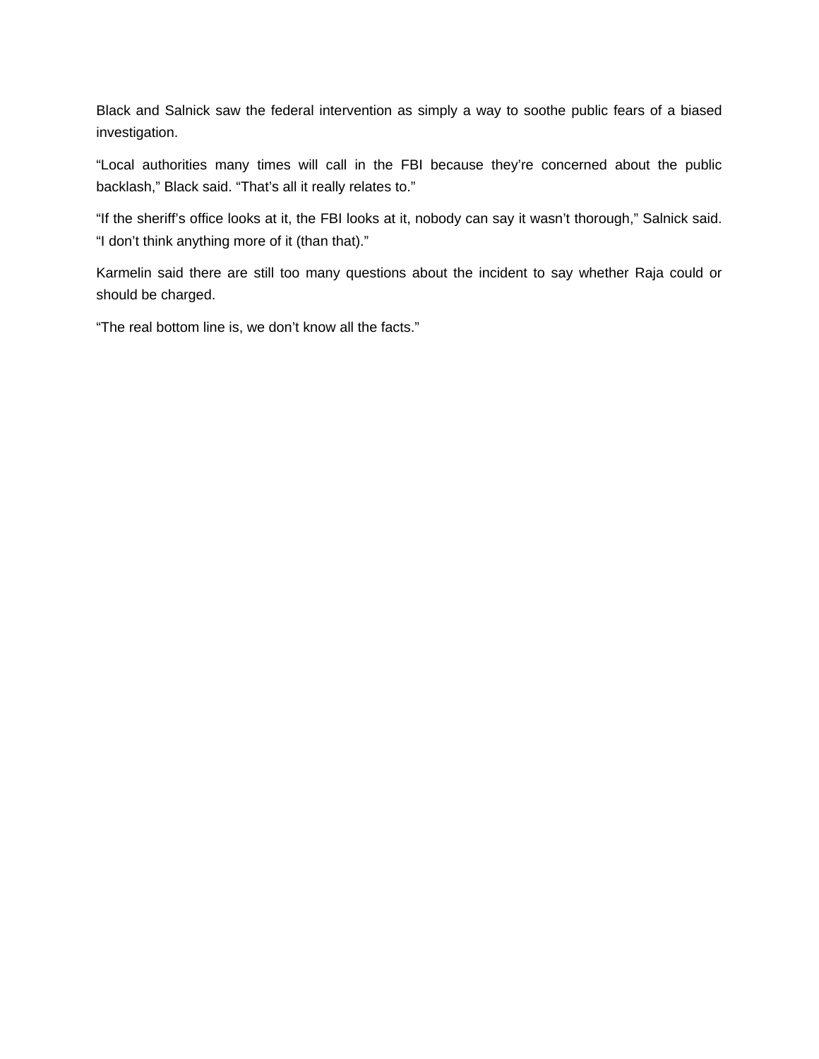Black and Salnick saw the federal intervention as simply a way to soothe public fears of a biased investigation.

"Local authorities many times will call in the FBI because they're concerned about the public backlash," Black said. "That's all it really relates to."

"If the sheriff's office looks at it, the FBI looks at it, nobody can say it wasn't thorough," Salnick said. "I don't think anything more of it (than that)."

Karmelin said there are still too many questions about the incident to say whether Raja could or should be charged.

"The real bottom line is, we don't know all the facts."